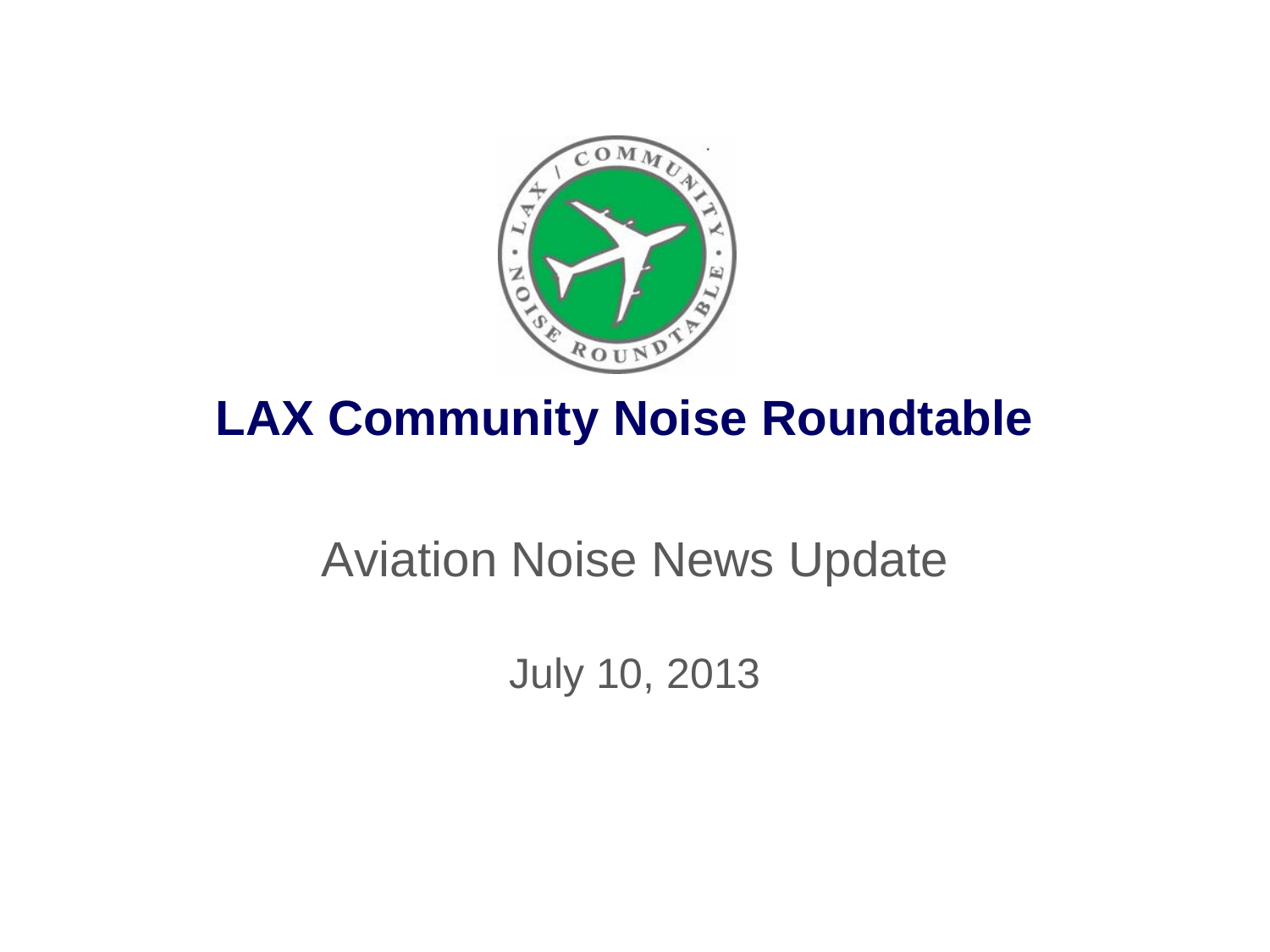# LAX Community Noise Roundtable

## Aviation Noise News Update

July 10, 2013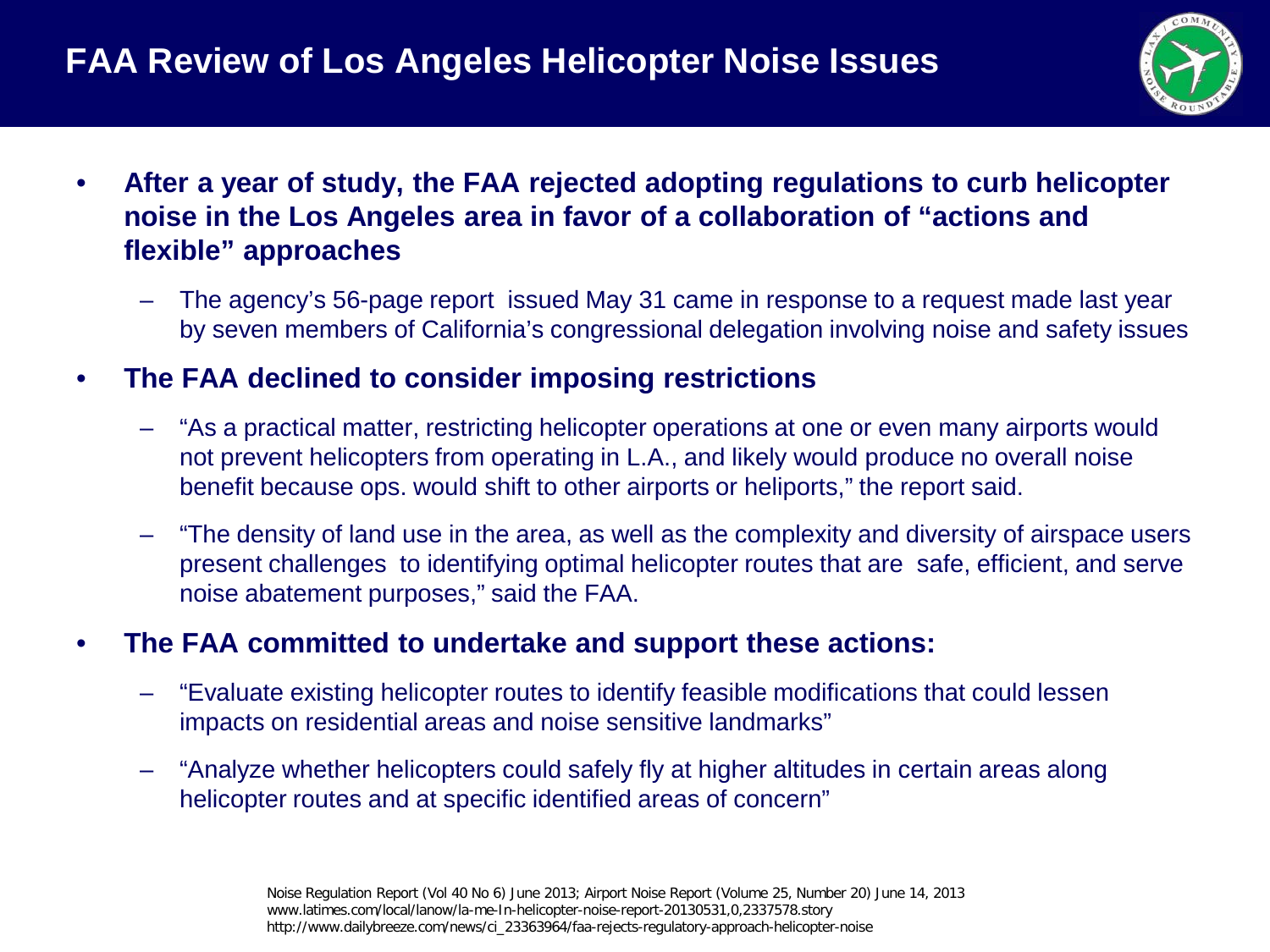# FAA Review of Los Angeles Helicopter Noise Issues

- **After a year of study, the FAA rejected adopting regulations to curb helicopter noise in the Los Angeles area in favor of a collaboration of “actions and flexible” approaches**
  - The agency’s 56-page report issued May 31 came in response to a request made last year by seven members of California’s congressional delegation involving noise and safety issues
- **The FAA declined to consider imposing restrictions**
  - “As a practical matter, restricting helicopter operations at one or even many airports would not prevent helicopters from operating in L.A., and likely would produce no overall noise benefit because ops. would shift to other airports or heliports,” the report said.
  - “The density of land use in the area, as well as the complexity and diversity of airspace users present challenges to identifying optimal helicopter routes that are safe, efficient, and serve noise abatement purposes,” said the FAA.
- **The FAA committed to undertake and support these actions:**
  - “Evaluate existing helicopter routes to identify feasible modifications that could lessen impacts on residential areas and noise sensitive landmarks”
  - “Analyze whether helicopters could safely fly at higher altitudes in certain areas along helicopter routes and at specific identified areas of concern”

Noise Regulation Report (Vol 40 No 6) June 2013; Airport Noise Report (Volume 25, Number 20) June 14, 2013
www.latimes.com/local/lanow/la-me-ln-helicopter-noise-report-20130531,0,2337578.story
http://www.dailybreeze.com/news/ci_23363964/faa-rejects-regulatory-approach-helicopter-noise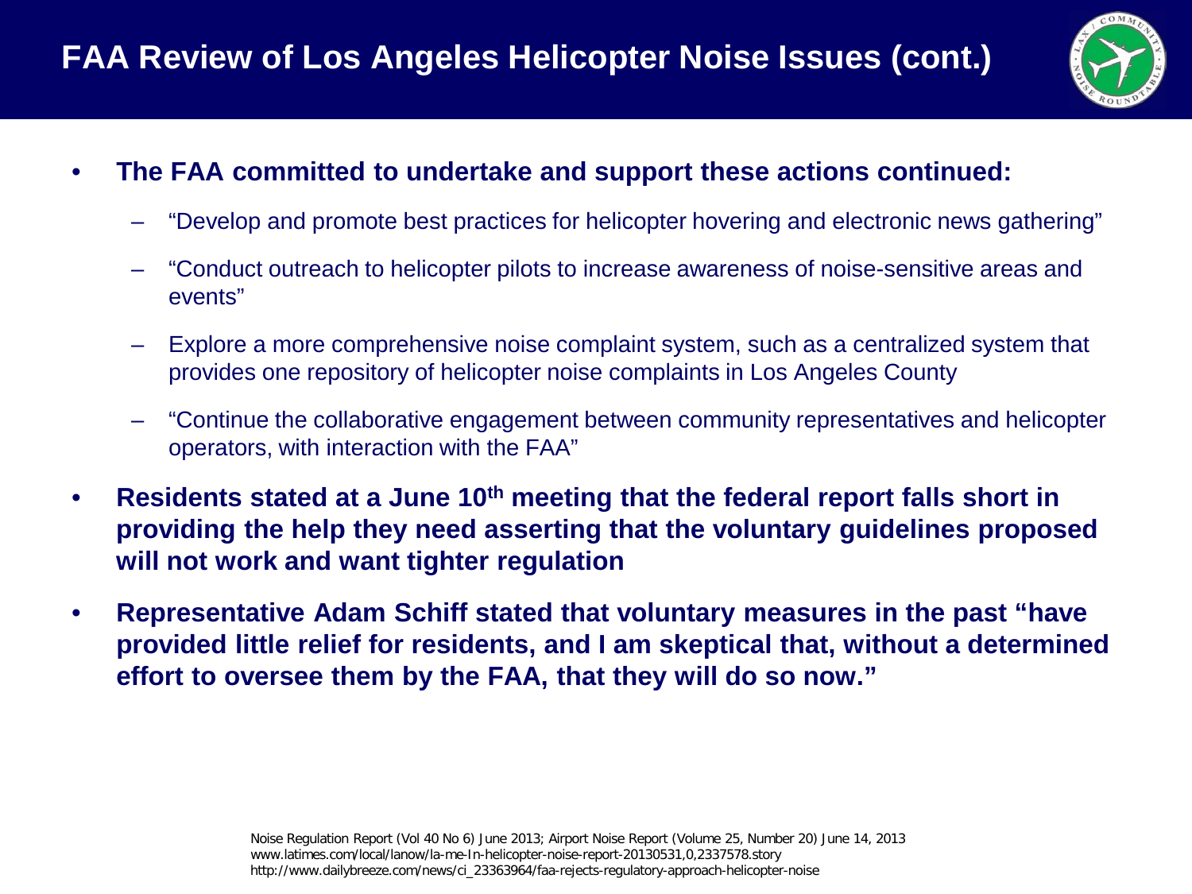# FAA Review of Los Angeles Helicopter Noise Issues (cont.)

- **The FAA committed to undertake and support these actions continued:**
  - "Develop and promote best practices for helicopter hovering and electronic news gathering"
  - "Conduct outreach to helicopter pilots to increase awareness of noise-sensitive areas and events"
  - Explore a more comprehensive noise complaint system, such as a centralized system that provides one repository of helicopter noise complaints in Los Angeles County
  - "Continue the collaborative engagement between community representatives and helicopter operators, with interaction with the FAA"
- **Residents stated at a June 10th meeting that the federal report falls short in providing the help they need asserting that the voluntary guidelines proposed will not work and want tighter regulation**
- **Representative Adam Schiff stated that voluntary measures in the past "have provided little relief for residents, and I am skeptical that, without a determined effort to oversee them by the FAA, that they will do so now."**

Noise Regulation Report (Vol 40 No 6) June 2013; Airport Noise Report (Volume 25, Number 20) June 14, 2013
www.latimes.com/local/lanow/la-me-ln-helicopter-noise-report-20130531,0,2337578.story
http://www.dailybreeze.com/news/ci_23363964/faa-rejects-regulatory-approach-helicopter-noise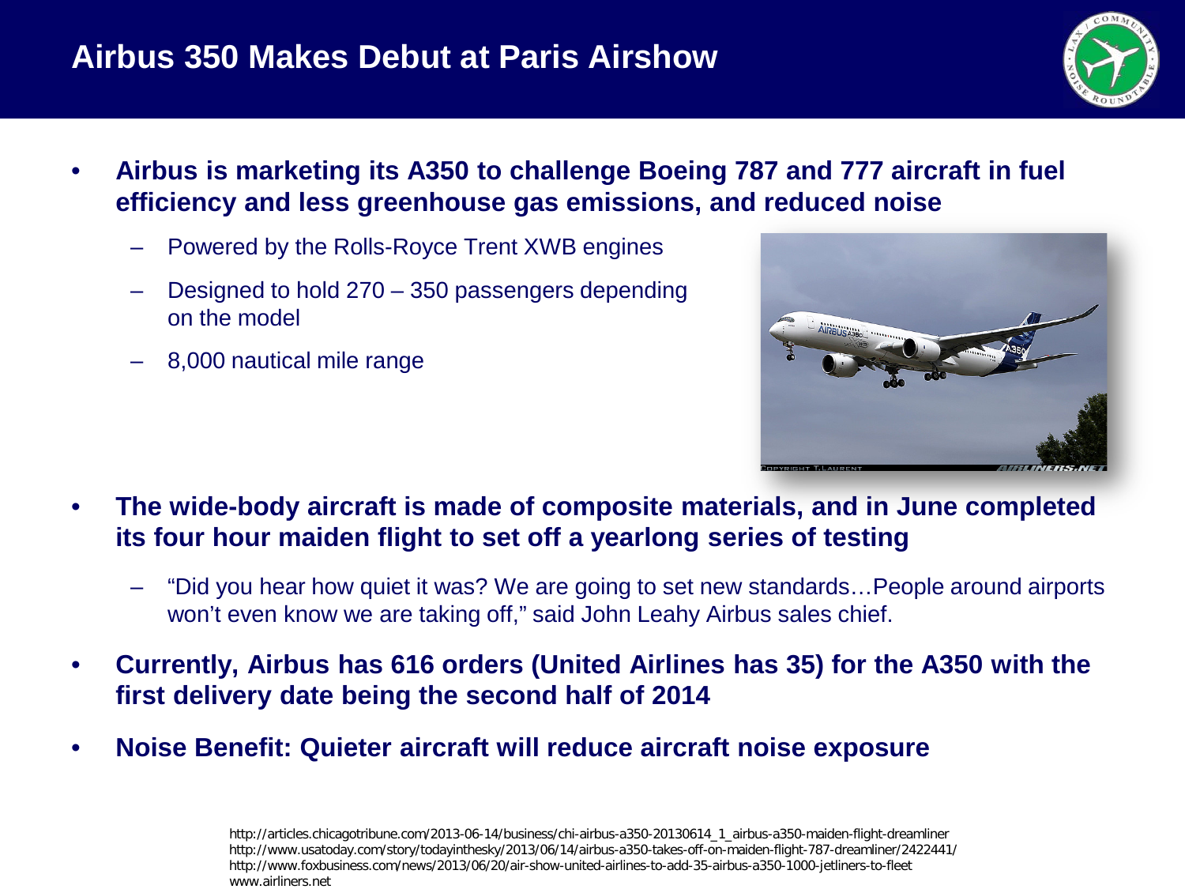# Airbus 350 Makes Debut at Paris Airshow

- **Airbus is marketing its A350 to challenge Boeing 787 and 777 aircraft in fuel efficiency and less greenhouse gas emissions, and reduced noise**
  - Powered by the Rolls-Royce Trent XWB engines
  - Designed to hold 270 – 350 passengers depending on the model
  - 8,000 nautical mile range
- **The wide-body aircraft is made of composite materials, and in June completed its four hour maiden flight to set off a yearlong series of testing**
  - "Did you hear how quiet it was? We are going to set new standards…People around airports won't even know we are taking off," said John Leahy Airbus sales chief.
- **Currently, Airbus has 616 orders (United Airlines has 35) for the A350 with the first delivery date being the second half of 2014**
- **Noise Benefit: Quieter aircraft will reduce aircraft noise exposure**

http://articles.chicagotribune.com/2013-06-14/business/chi-airbus-a350-20130614_1_airbus-a350-maiden-flight-dreamliner
http://www.usatoday.com/story/todayinthesky/2013/06/14/airbus-a350-takes-off-on-maiden-flight-787-dreamliner/2422441/
http://www.foxbusiness.com/news/2013/06/20/air-show-united-airlines-to-add-35-airbus-a350-1000-jetliners-to-fleet
www.airliners.net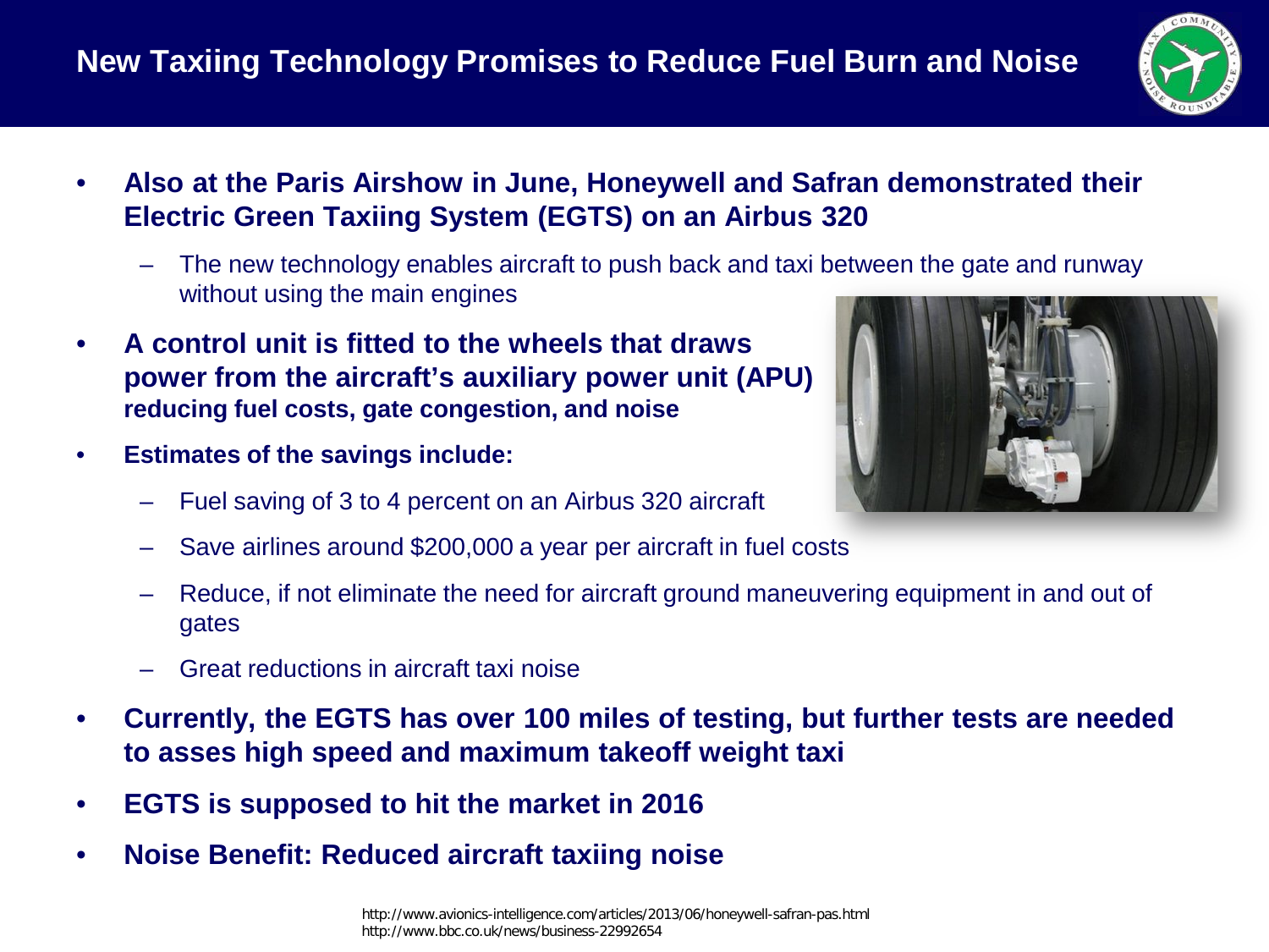# New Taxiing Technology Promises to Reduce Fuel Burn and Noise

- **Also at the Paris Airshow in June, Honeywell and Safran demonstrated their Electric Green Taxiing System (EGTS) on an Airbus 320**
  - The new technology enables aircraft to push back and taxi between the gate and runway without using the main engines
- **A control unit is fitted to the wheels that draws power from the aircraft's auxiliary power unit (APU) reducing fuel costs, gate congestion, and noise**
- **Estimates of the savings include:**
  - Fuel saving of 3 to 4 percent on an Airbus 320 aircraft
  - Save airlines around $200,000 a year per aircraft in fuel costs
  - Reduce, if not eliminate the need for aircraft ground maneuvering equipment in and out of gates
  - Great reductions in aircraft taxi noise
- **Currently, the EGTS has over 100 miles of testing, but further tests are needed to asses high speed and maximum takeoff weight taxi**
- **EGTS is supposed to hit the market in 2016**
- **Noise Benefit: Reduced aircraft taxiing noise**

http://www.avionics-intelligence.com/articles/2013/06/honeywell-safran-pas.html
http://www.bbc.co.uk/news/business-22992654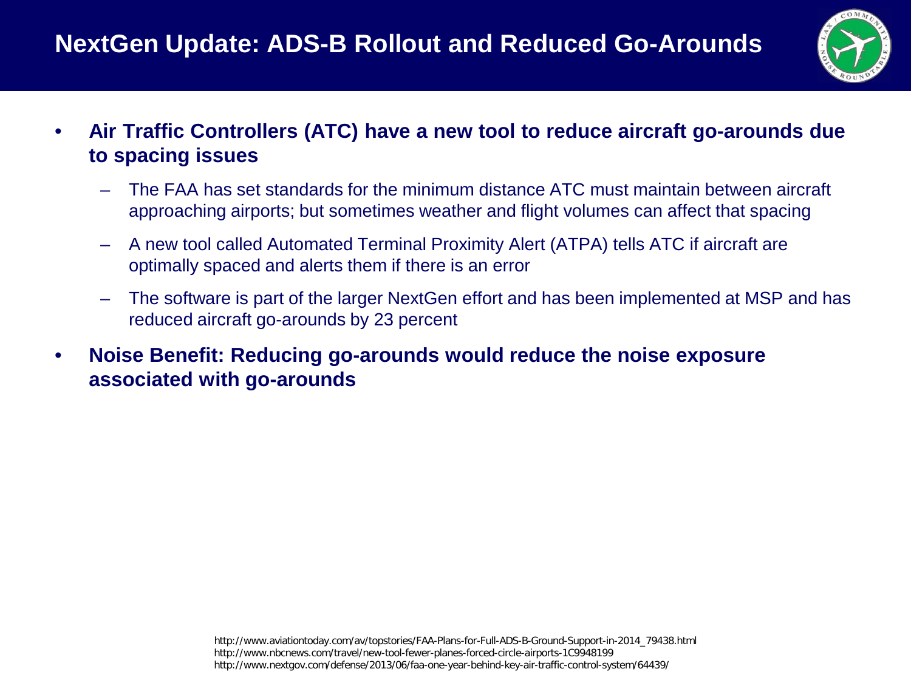# NextGen Update: ADS-B Rollout and Reduced Go-Arounds

- **Air Traffic Controllers (ATC) have a new tool to reduce aircraft go-arounds due to spacing issues**
  - The FAA has set standards for the minimum distance ATC must maintain between aircraft approaching airports; but sometimes weather and flight volumes can affect that spacing
  - A new tool called Automated Terminal Proximity Alert (ATPA) tells ATC if aircraft are optimally spaced and alerts them if there is an error
  - The software is part of the larger NextGen effort and has been implemented at MSP and has reduced aircraft go-arounds by 23 percent
- **Noise Benefit: Reducing go-arounds would reduce the noise exposure associated with go-arounds**

http://www.aviationtoday.com/av/topstories/FAA-Plans-for-Full-ADS-B-Ground-Support-in-2014_79438.html
http://www.nbcnews.com/travel/new-tool-fewer-planes-forced-circle-airports-1C9948199
http://www.nextgov.com/defense/2013/06/faa-one-year-behind-key-air-traffic-control-system/64439/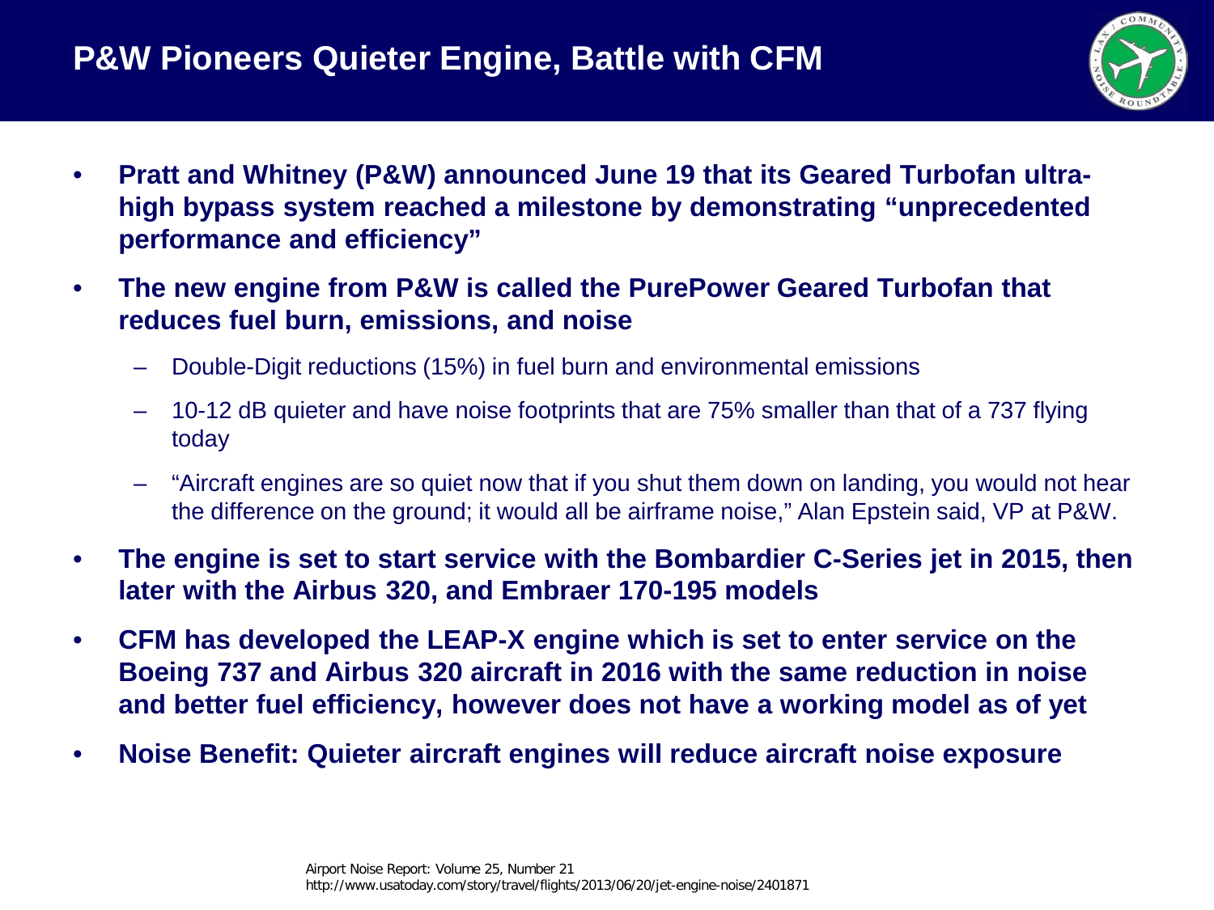# P&W Pioneers Quieter Engine, Battle with CFM

- **Pratt and Whitney (P&W) announced June 19 that its Geared Turbofan ultra-high bypass system reached a milestone by demonstrating "unprecedented performance and efficiency"**
- **The new engine from P&W is called the PurePower Geared Turbofan that reduces fuel burn, emissions, and noise**
  - Double-Digit reductions (15%) in fuel burn and environmental emissions
  - 10-12 dB quieter and have noise footprints that are 75% smaller than that of a 737 flying today
  - "Aircraft engines are so quiet now that if you shut them down on landing, you would not hear the difference on the ground; it would all be airframe noise," Alan Epstein said, VP at P&W.
- **The engine is set to start service with the Bombardier C-Series jet in 2015, then later with the Airbus 320, and Embraer 170-195 models**
- **CFM has developed the LEAP-X engine which is set to enter service on the Boeing 737 and Airbus 320 aircraft in 2016 with the same reduction in noise and better fuel efficiency, however does not have a working model as of yet**
- **Noise Benefit: Quieter aircraft engines will reduce aircraft noise exposure**

Airport Noise Report: Volume 25, Number 21
http://www.usatoday.com/story/travel/flights/2013/06/20/jet-engine-noise/2401871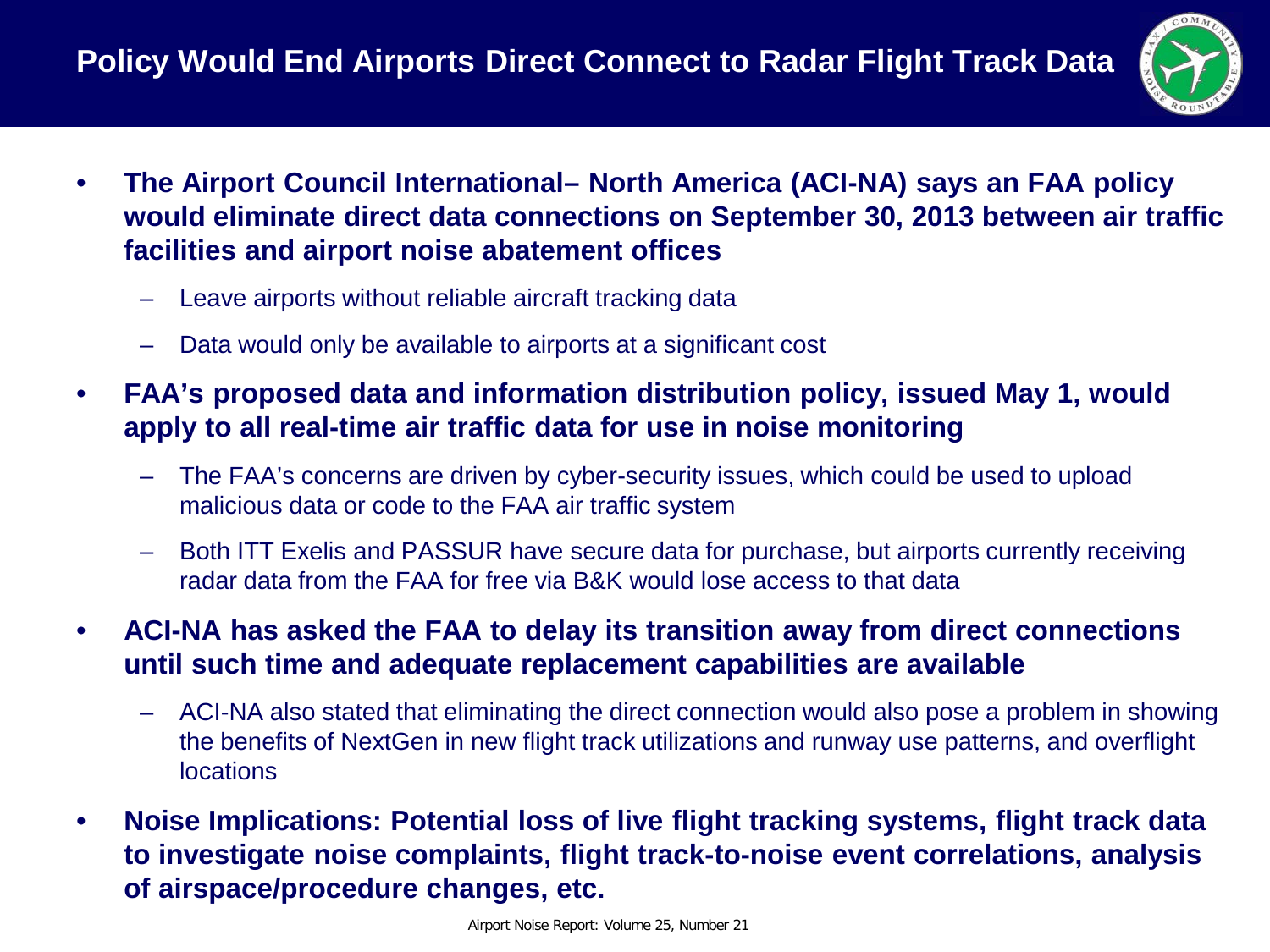# Policy Would End Airports Direct Connect to Radar Flight Track Data

- **The Airport Council International– North America (ACI-NA) says an FAA policy would eliminate direct data connections on September 30, 2013 between air traffic facilities and airport noise abatement offices**
  - Leave airports without reliable aircraft tracking data
  - Data would only be available to airports at a significant cost
- **FAA's proposed data and information distribution policy, issued May 1, would apply to all real-time air traffic data for use in noise monitoring**
  - The FAA's concerns are driven by cyber-security issues, which could be used to upload malicious data or code to the FAA air traffic system
  - Both ITT Exelis and PASSUR have secure data for purchase, but airports currently receiving radar data from the FAA for free via B&K would lose access to that data
- **ACI-NA has asked the FAA to delay its transition away from direct connections until such time and adequate replacement capabilities are available**
  - ACI-NA also stated that eliminating the direct connection would also pose a problem in showing the benefits of NextGen in new flight track utilizations and runway use patterns, and overflight locations
- **Noise Implications: Potential loss of live flight tracking systems, flight track data to investigate noise complaints, flight track-to-noise event correlations, analysis of airspace/procedure changes, etc.**

Airport Noise Report: Volume 25, Number 21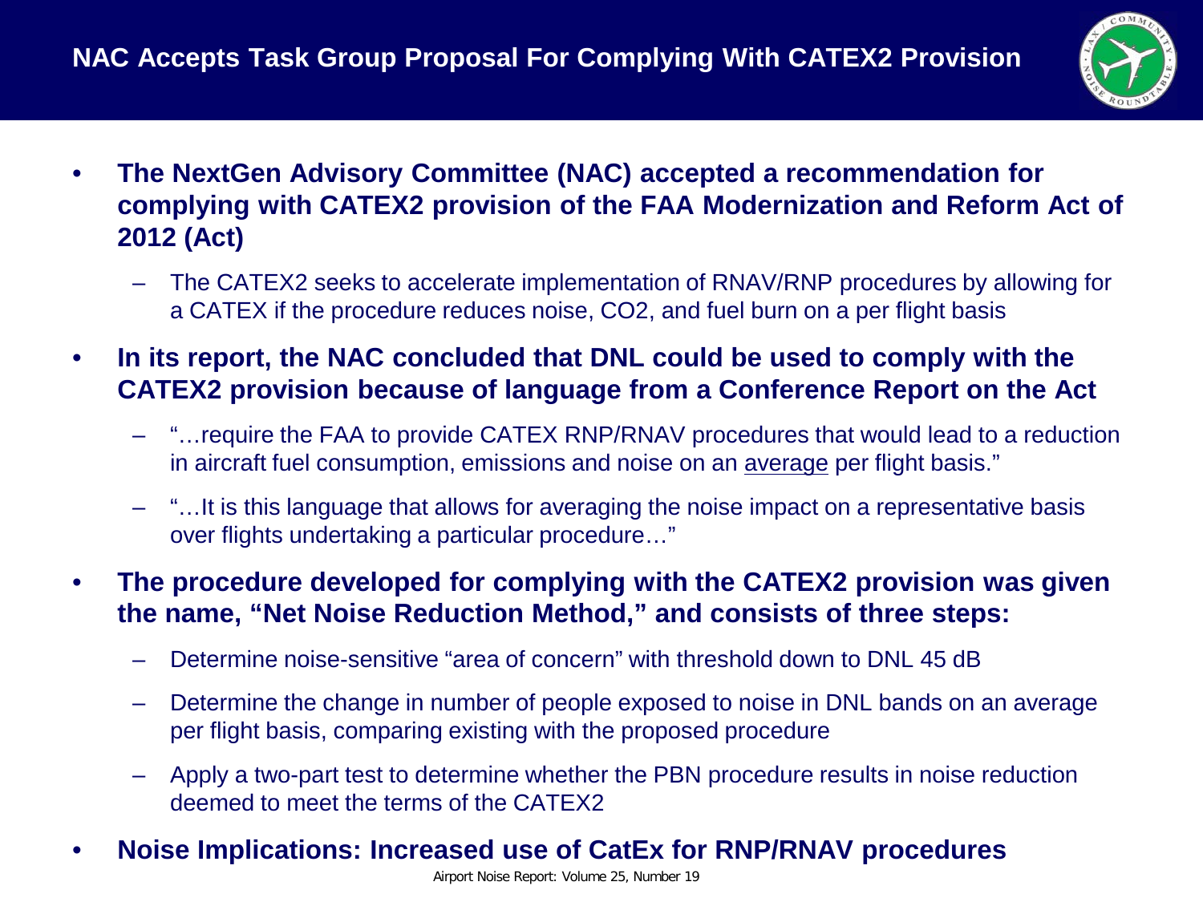# NAC Accepts Task Group Proposal For Complying With CATEX2 Provision

- **The NextGen Advisory Committee (NAC) accepted a recommendation for complying with CATEX2 provision of the FAA Modernization and Reform Act of 2012 (Act)**
  - The CATEX2 seeks to accelerate implementation of RNAV/RNP procedures by allowing for a CATEX if the procedure reduces noise, $CO_2$, and fuel burn on a per flight basis
- **In its report, the NAC concluded that DNL could be used to comply with the CATEX2 provision because of language from a Conference Report on the Act**
  - "…require the FAA to provide CATEX RNP/RNAV procedures that would lead to a reduction in aircraft fuel consumption, emissions and noise on an <u>average</u> per flight basis."
  - "…It is this language that allows for averaging the noise impact on a representative basis over flights undertaking a particular procedure…"
- **The procedure developed for complying with the CATEX2 provision was given the name, "Net Noise Reduction Method," and consists of three steps:**
  - Determine noise-sensitive "area of concern" with threshold down to DNL 45 dB
  - Determine the change in number of people exposed to noise in DNL bands on an average per flight basis, comparing existing with the proposed procedure
  - Apply a two-part test to determine whether the PBN procedure results in noise reduction deemed to meet the terms of the CATEX2
- **Noise Implications: Increased use of CatEx for RNP/RNAV procedures**

Airport Noise Report: Volume 25, Number 19